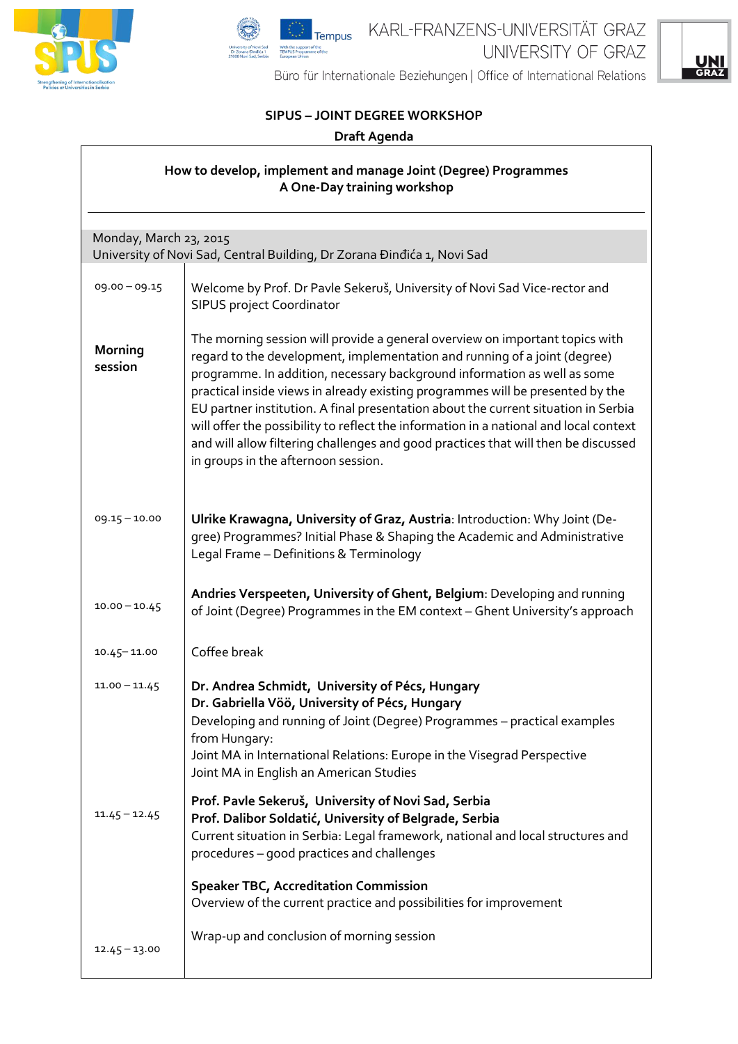KARL-FRANZENS-UNIVERSITÄT GRAZ
UNIVERSITY OF GRAZ
Büro für Internationale Beziehungen | Office of International Relations

## SIPUS – JOINT DEGREE WORKSHOP

**Draft Agenda**

### How to develop, implement and manage Joint (Degree) Programmes
### A One-Day training workshop

Monday, March 23, 2015
University of Novi Sad, Central Building, Dr Zorana Đinđića 1, Novi Sad

| | |
|---|---|
| 09.00 – 09.15 | Welcome by Prof. Dr Pavle Sekeruš, University of Novi Sad Vice-rector and SIPUS project Coordinator |
| **Morning session** | The morning session will provide a general overview on important topics with regard to the development, implementation and running of a joint (degree) programme. In addition, necessary background information as well as some practical inside views in already existing programmes will be presented by the EU partner institution. A final presentation about the current situation in Serbia will offer the possibility to reflect the information in a national and local context and will allow filtering challenges and good practices that will then be discussed in groups in the afternoon session. |
| 09.15 – 10.00 | **Ulrike Krawagna, University of Graz, Austria**: Introduction: Why Joint (Degree) Programmes? Initial Phase & Shaping the Academic and Administrative Legal Frame – Definitions & Terminology |
| 10.00 – 10.45 | **Andries Verspeeten, University of Ghent, Belgium**: Developing and running of Joint (Degree) Programmes in the EM context – Ghent University's approach |
| 10.45– 11.00 | Coffee break |
| 11.00 – 11.45 | **Dr. Andrea Schmidt, University of Pécs, Hungary**<br>**Dr. Gabriella Vöö, University of Pécs, Hungary**<br>Developing and running of Joint (Degree) Programmes – practical examples from Hungary:<br>Joint MA in International Relations: Europe in the Visegrad Perspective<br>Joint MA in English an American Studies |
| 11.45 – 12.45 | **Prof. Pavle Sekeruš, University of Novi Sad, Serbia**<br>**Prof. Dalibor Soldatić, University of Belgrade, Serbia**<br>Current situation in Serbia: Legal framework, national and local structures and procedures – good practices and challenges<br><br>**Speaker TBC, Accreditation Commission**<br>Overview of the current practice and possibilities for improvement |
| 12.45 – 13.00 | Wrap-up and conclusion of morning session |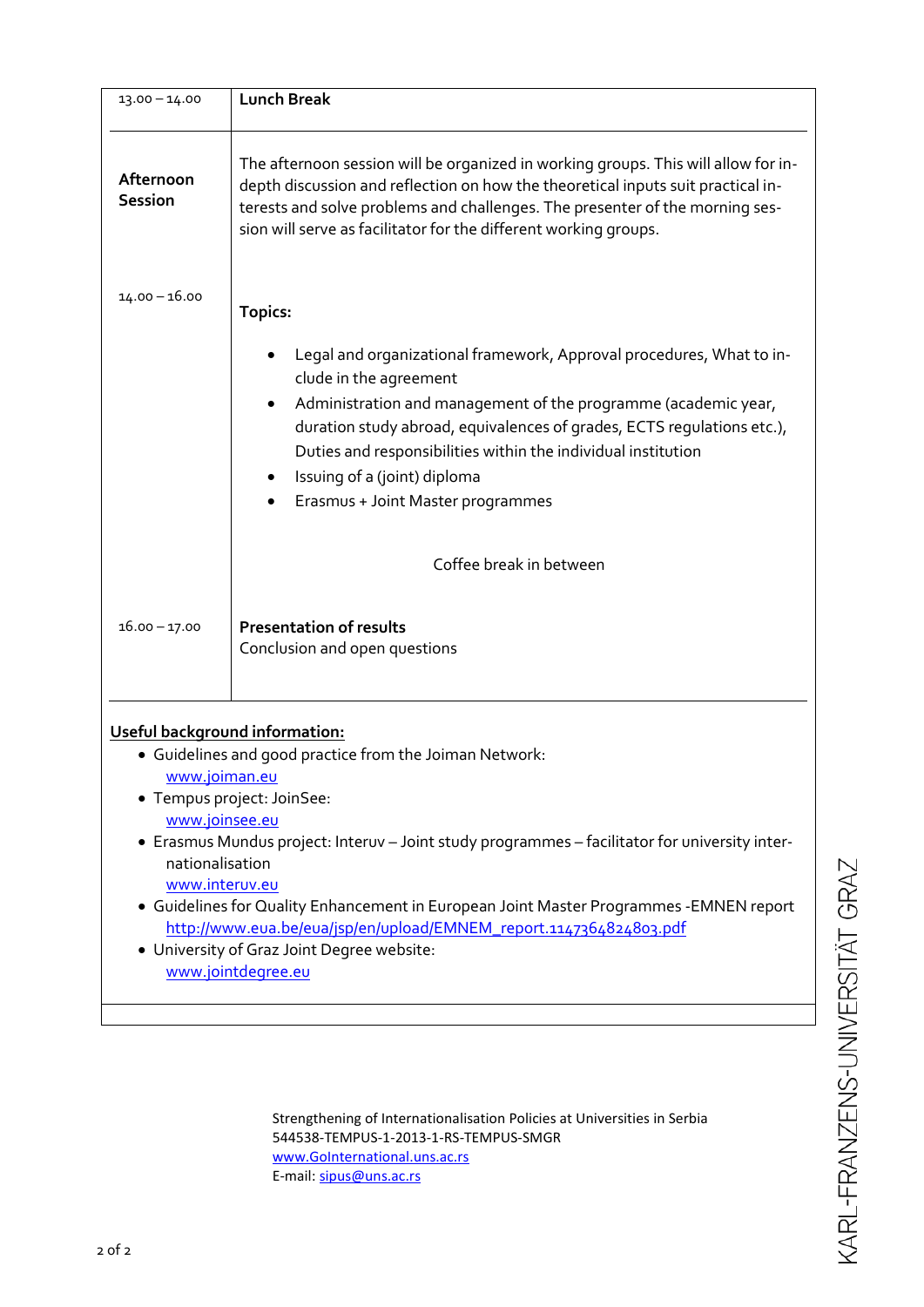| | |
|---|---|
| 13.00 – 14.00 | **Lunch Break** |
| **Afternoon Session** | The afternoon session will be organized in working groups. This will allow for in-depth discussion and reflection on how the theoretical inputs suit practical interests and solve problems and challenges. The presenter of the morning session will serve as facilitator for the different working groups. |
| 14.00 – 16.00 | **Topics:**<br>• Legal and organizational framework, Approval procedures, What to include in the agreement<br>• Administration and management of the programme (academic year, duration study abroad, equivalences of grades, ECTS regulations etc.), Duties and responsibilities within the individual institution<br>• Issuing of a (joint) diploma<br>• Erasmus + Joint Master programmes<br><br>Coffee break in between |
| 16.00 – 17.00 | **Presentation of results**<br>Conclusion and open questions |

**Useful background information:**

- Guidelines and good practice from the Joiman Network:
  www.joiman.eu
- Tempus project: JoinSee:
  www.joinsee.eu
- Erasmus Mundus project: Interuv – Joint study programmes – facilitator for university internationalisation
  www.interuv.eu
- Guidelines for Quality Enhancement in European Joint Master Programmes -EMNEN report
  http://www.eua.be/eua/jsp/en/upload/EMNEM_report.1147364824803.pdf
- University of Graz Joint Degree website:
  www.jointdegree.eu

Strengthening of Internationalisation Policies at Universities in Serbia
544538-TEMPUS-1-2013-1-RS-TEMPUS-SMGR
www.GoInternational.uns.ac.rs
E-mail: sipus@uns.ac.rs

KARL-FRANZENS-UNIVERSITÄT GRAZ